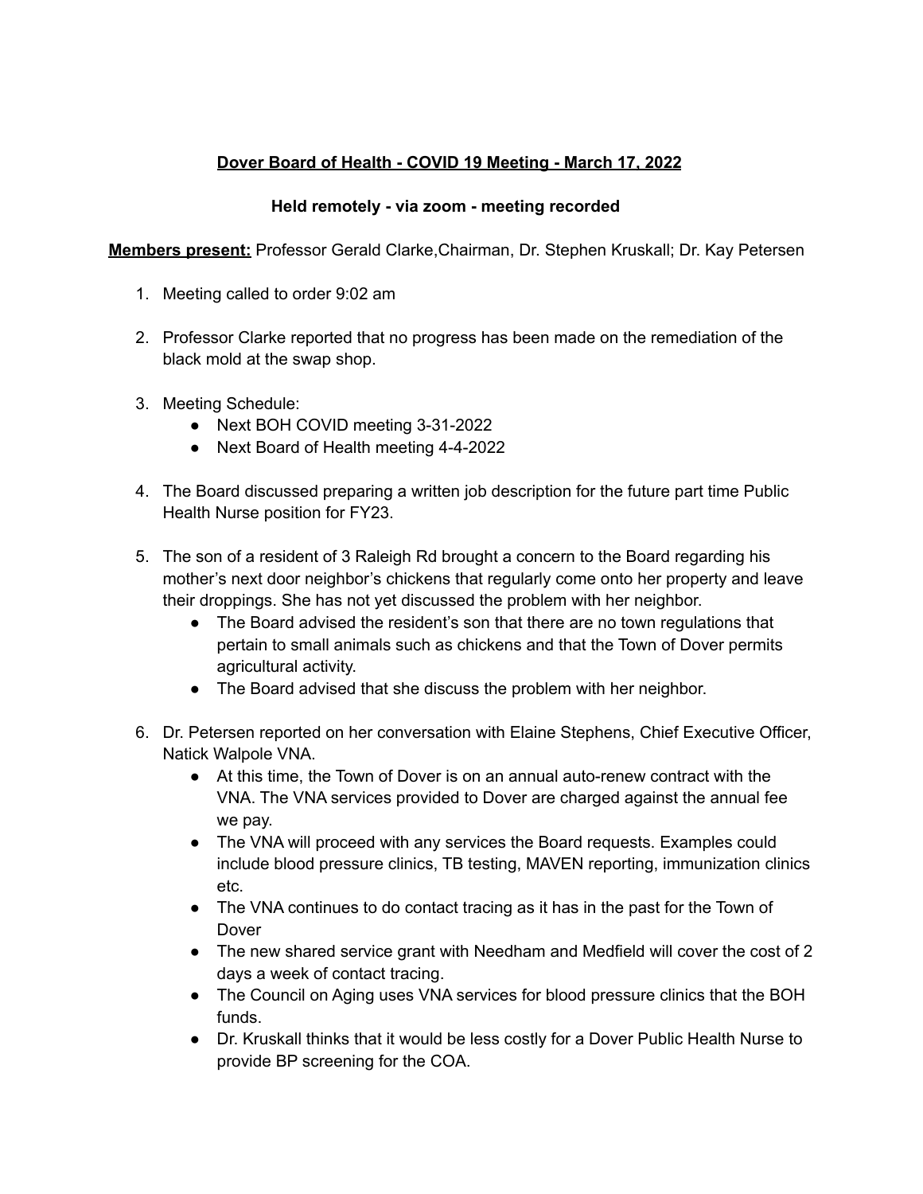**Dover Board of Health - COVID 19 Meeting - March 17, 2022**

**Held remotely - via zoom - meeting recorded**

**Members present:** Professor Gerald Clarke,Chairman, Dr. Stephen Kruskall; Dr. Kay Petersen

1. Meeting called to order 9:02 am

2. Professor Clarke reported that no progress has been made on the remediation of the black mold at the swap shop.

3. Meeting Schedule:
   - Next BOH COVID meeting 3-31-2022
   - Next Board of Health meeting 4-4-2022

4. The Board discussed preparing a written job description for the future part time Public Health Nurse position for FY23.

5. The son of a resident of 3 Raleigh Rd brought a concern to the Board regarding his mother's next door neighbor's chickens that regularly come onto her property and leave their droppings. She has not yet discussed the problem with her neighbor.
   - The Board advised the resident's son that there are no town regulations that pertain to small animals such as chickens and that the Town of Dover permits agricultural activity.
   - The Board advised that she discuss the problem with her neighbor.

6. Dr. Petersen reported on her conversation with Elaine Stephens, Chief Executive Officer, Natick Walpole VNA.
   - At this time, the Town of Dover is on an annual auto-renew contract with the VNA. The VNA services provided to Dover are charged against the annual fee we pay.
   - The VNA will proceed with any services the Board requests. Examples could include blood pressure clinics, TB testing, MAVEN reporting, immunization clinics etc.
   - The VNA continues to do contact tracing as it has in the past for the Town of Dover
   - The new shared service grant with Needham and Medfield will cover the cost of 2 days a week of contact tracing.
   - The Council on Aging uses VNA services for blood pressure clinics that the BOH funds.
   - Dr. Kruskall thinks that it would be less costly for a Dover Public Health Nurse to provide BP screening for the COA.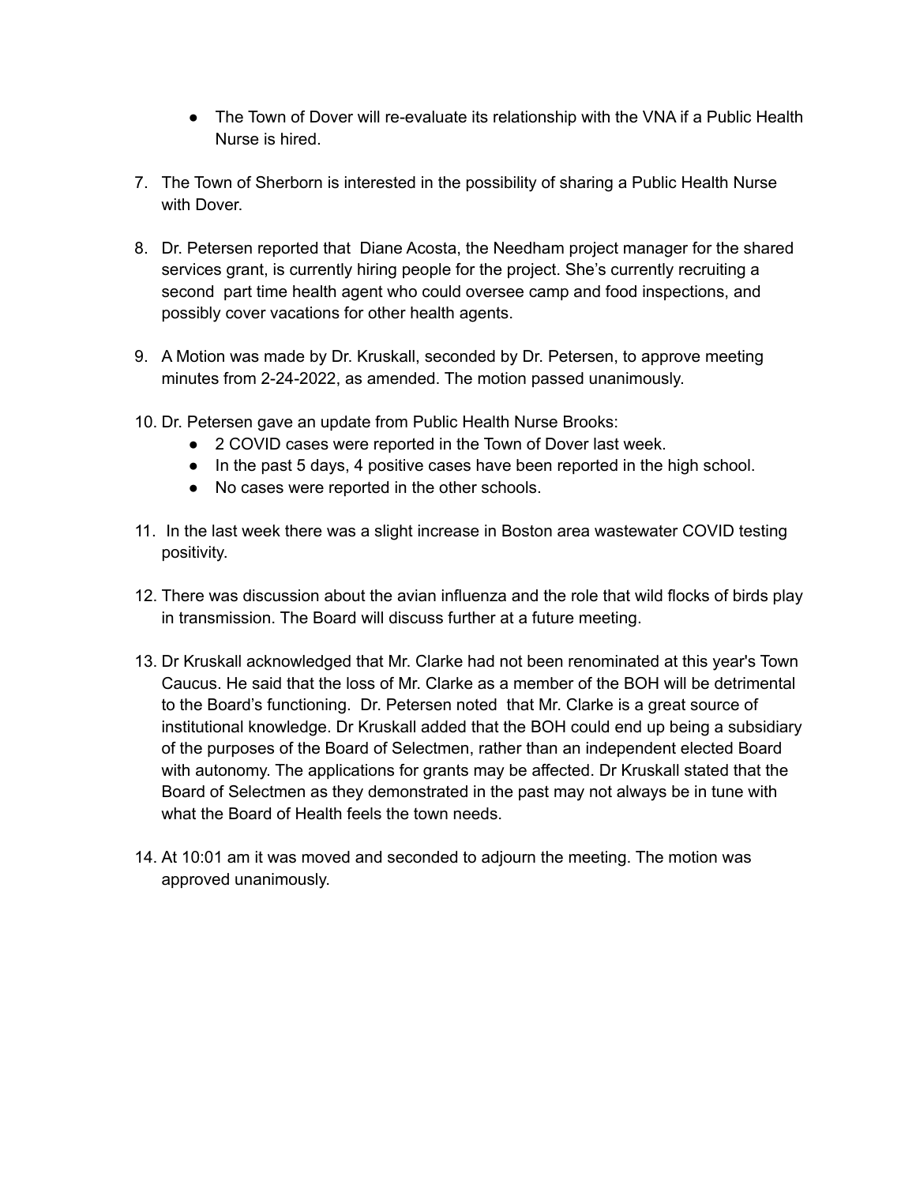- The Town of Dover will re-evaluate its relationship with the VNA if a Public Health Nurse is hired.

7. The Town of Sherborn is interested in the possibility of sharing a Public Health Nurse with Dover.

8. Dr. Petersen reported that Diane Acosta, the Needham project manager for the shared services grant, is currently hiring people for the project. She's currently recruiting a second part time health agent who could oversee camp and food inspections, and possibly cover vacations for other health agents.

9. A Motion was made by Dr. Kruskall, seconded by Dr. Petersen, to approve meeting minutes from 2-24-2022, as amended. The motion passed unanimously.

10. Dr. Petersen gave an update from Public Health Nurse Brooks:
    - 2 COVID cases were reported in the Town of Dover last week.
    - In the past 5 days, 4 positive cases have been reported in the high school.
    - No cases were reported in the other schools.

11. In the last week there was a slight increase in Boston area wastewater COVID testing positivity.

12. There was discussion about the avian influenza and the role that wild flocks of birds play in transmission. The Board will discuss further at a future meeting.

13. Dr Kruskall acknowledged that Mr. Clarke had not been renominated at this year's Town Caucus. He said that the loss of Mr. Clarke as a member of the BOH will be detrimental to the Board's functioning. Dr. Petersen noted that Mr. Clarke is a great source of institutional knowledge. Dr Kruskall added that the BOH could end up being a subsidiary of the purposes of the Board of Selectmen, rather than an independent elected Board with autonomy. The applications for grants may be affected. Dr Kruskall stated that the Board of Selectmen as they demonstrated in the past may not always be in tune with what the Board of Health feels the town needs.

14. At 10:01 am it was moved and seconded to adjourn the meeting. The motion was approved unanimously.